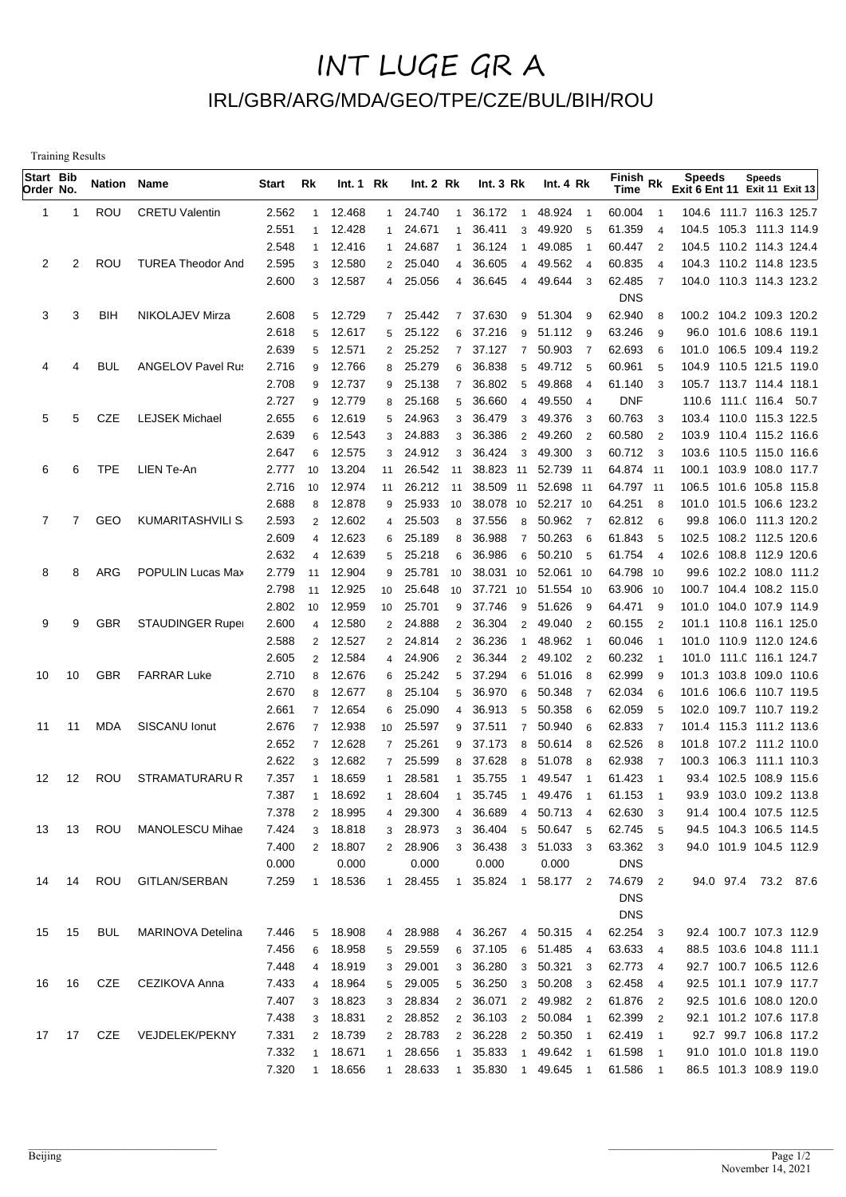# INT LUGE GR A

## IRL/GBR/ARG/MDA/GEO/TPE/CZE/BUL/BIH/ROU

Training Results

| Start Order | Bib No. | Nation | Name | Start | Rk | Int. 1 | Rk | Int. 2 | Rk | Int. 3 | Rk | Int. 4 | Rk | Finish Time | Rk | Speeds Exit 6 | Ent 11 | Speeds Exit 11 | Exit 13 |
|---|---|---|---|---|---|---|---|---|---|---|---|---|---|---|---|---|---|---|---|
| 1 | 1 | ROU | CRETU Valentin | 2.562 | 1 | 12.468 | 1 | 24.740 | 1 | 36.172 | 1 | 48.924 | 1 | 60.004 | 1 | 104.6 | 111.7 | 116.3 | 125.7 |
| | | | | 2.551 | 1 | 12.428 | 1 | 24.671 | 1 | 36.411 | 3 | 49.920 | 5 | 61.359 | 4 | 104.5 | 105.3 | 111.3 | 114.9 |
| | | | | 2.548 | 1 | 12.416 | 1 | 24.687 | 1 | 36.124 | 1 | 49.085 | 1 | 60.447 | 2 | 104.5 | 110.2 | 114.3 | 124.4 |
| 2 | 2 | ROU | TUREA Theodor And | 2.595 | 3 | 12.580 | 2 | 25.040 | 4 | 36.605 | 4 | 49.562 | 4 | 60.835 | 4 | 104.3 | 110.2 | 114.8 | 123.5 |
| | | | | 2.600 | 3 | 12.587 | 4 | 25.056 | 4 | 36.645 | 4 | 49.644 | 3 | 62.485 | 7 | 104.0 | 110.3 | 114.3 | 123.2 |
| | | | | | | | | | | | | | | DNS | | | | | |
| 3 | 3 | BIH | NIKOLAJEV Mirza | 2.608 | 5 | 12.729 | 7 | 25.442 | 7 | 37.630 | 9 | 51.304 | 9 | 62.940 | 8 | 100.2 | 104.2 | 109.3 | 120.2 |
| | | | | 2.618 | 5 | 12.617 | 5 | 25.122 | 6 | 37.216 | 9 | 51.112 | 9 | 63.246 | 9 | 96.0 | 101.6 | 108.6 | 119.1 |
| | | | | 2.639 | 5 | 12.571 | 2 | 25.252 | 7 | 37.127 | 7 | 50.903 | 7 | 62.693 | 6 | 101.0 | 106.5 | 109.4 | 119.2 |
| 4 | 4 | BUL | ANGELOV Pavel Rus | 2.716 | 9 | 12.766 | 8 | 25.279 | 6 | 36.838 | 5 | 49.712 | 5 | 60.961 | 5 | 104.9 | 110.5 | 121.5 | 119.0 |
| | | | | 2.708 | 9 | 12.737 | 9 | 25.138 | 7 | 36.802 | 5 | 49.868 | 4 | 61.140 | 3 | 105.7 | 113.7 | 114.4 | 118.1 |
| | | | | 2.727 | 9 | 12.779 | 8 | 25.168 | 5 | 36.660 | 4 | 49.550 | 4 | DNF | | 110.6 | 111.0 | 116.4 | 50.7 |
| 5 | 5 | CZE | LEJSEK Michael | 2.655 | 6 | 12.619 | 5 | 24.963 | 3 | 36.479 | 3 | 49.376 | 3 | 60.763 | 3 | 103.4 | 110.0 | 115.3 | 122.5 |
| | | | | 2.639 | 6 | 12.543 | 3 | 24.883 | 3 | 36.386 | 2 | 49.260 | 2 | 60.580 | 2 | 103.9 | 110.4 | 115.2 | 116.6 |
| | | | | 2.647 | 6 | 12.575 | 3 | 24.912 | 3 | 36.424 | 3 | 49.300 | 3 | 60.712 | 3 | 103.6 | 110.5 | 115.0 | 116.6 |
| 6 | 6 | TPE | LIEN Te-An | 2.777 | 10 | 13.204 | 11 | 26.542 | 11 | 38.823 | 11 | 52.739 | 11 | 64.874 | 11 | 100.1 | 103.9 | 108.0 | 117.7 |
| | | | | 2.716 | 10 | 12.974 | 11 | 26.212 | 11 | 38.509 | 11 | 52.698 | 11 | 64.797 | 11 | 106.5 | 101.6 | 105.8 | 115.8 |
| | | | | 2.688 | 8 | 12.878 | 9 | 25.933 | 10 | 38.078 | 10 | 52.217 | 10 | 64.251 | 8 | 101.0 | 101.5 | 106.6 | 123.2 |
| 7 | 7 | GEO | KUMARITASHVILI S | 2.593 | 2 | 12.602 | 4 | 25.503 | 8 | 37.556 | 8 | 50.962 | 7 | 62.812 | 6 | 99.8 | 106.0 | 111.3 | 120.2 |
| | | | | 2.609 | 4 | 12.623 | 6 | 25.189 | 8 | 36.988 | 7 | 50.263 | 6 | 61.843 | 5 | 102.5 | 108.2 | 112.5 | 120.6 |
| | | | | 2.632 | 4 | 12.639 | 5 | 25.218 | 6 | 36.986 | 6 | 50.210 | 5 | 61.754 | 4 | 102.6 | 108.8 | 112.9 | 120.6 |
| 8 | 8 | ARG | POPULIN Lucas Max | 2.779 | 11 | 12.904 | 9 | 25.781 | 10 | 38.031 | 10 | 52.061 | 10 | 64.798 | 10 | 99.6 | 102.2 | 108.0 | 111.2 |
| | | | | 2.798 | 11 | 12.925 | 10 | 25.648 | 10 | 37.721 | 10 | 51.554 | 10 | 63.906 | 10 | 100.7 | 104.4 | 108.2 | 115.0 |
| | | | | 2.802 | 10 | 12.959 | 10 | 25.701 | 9 | 37.746 | 9 | 51.626 | 9 | 64.471 | 9 | 101.0 | 104.0 | 107.9 | 114.9 |
| 9 | 9 | GBR | STAUDINGER Ruper | 2.600 | 4 | 12.580 | 2 | 24.888 | 2 | 36.304 | 2 | 49.040 | 2 | 60.155 | 2 | 101.1 | 110.8 | 116.1 | 125.0 |
| | | | | 2.588 | 2 | 12.527 | 2 | 24.814 | 2 | 36.236 | 1 | 48.962 | 1 | 60.046 | 1 | 101.0 | 110.9 | 112.0 | 124.6 |
| | | | | 2.605 | 2 | 12.584 | 4 | 24.906 | 2 | 36.344 | 2 | 49.102 | 2 | 60.232 | 1 | 101.0 | 111.0 | 116.1 | 124.7 |
| 10 | 10 | GBR | FARRAR Luke | 2.710 | 8 | 12.676 | 6 | 25.242 | 5 | 37.294 | 6 | 51.016 | 8 | 62.999 | 9 | 101.3 | 103.8 | 109.0 | 110.6 |
| | | | | 2.670 | 8 | 12.677 | 8 | 25.104 | 5 | 36.970 | 6 | 50.348 | 7 | 62.034 | 6 | 101.6 | 106.6 | 110.7 | 119.5 |
| | | | | 2.661 | 7 | 12.654 | 6 | 25.090 | 4 | 36.913 | 5 | 50.358 | 6 | 62.059 | 5 | 102.0 | 109.7 | 110.7 | 119.2 |
| 11 | 11 | MDA | SISCANU Ionut | 2.676 | 7 | 12.938 | 10 | 25.597 | 9 | 37.511 | 7 | 50.940 | 6 | 62.833 | 7 | 101.4 | 115.3 | 111.2 | 113.6 |
| | | | | 2.652 | 7 | 12.628 | 7 | 25.261 | 9 | 37.173 | 8 | 50.614 | 8 | 62.526 | 8 | 101.8 | 107.2 | 111.2 | 110.0 |
| | | | | 2.622 | 3 | 12.682 | 7 | 25.599 | 8 | 37.628 | 8 | 51.078 | 8 | 62.938 | 7 | 100.3 | 106.3 | 111.1 | 110.3 |
| 12 | 12 | ROU | STRAMATURARU R | 7.357 | 1 | 18.659 | 1 | 28.581 | 1 | 35.755 | 1 | 49.547 | 1 | 61.423 | 1 | 93.4 | 102.5 | 108.9 | 115.6 |
| | | | | 7.387 | 1 | 18.692 | 1 | 28.604 | 1 | 35.745 | 1 | 49.476 | 1 | 61.153 | 1 | 93.9 | 103.0 | 109.2 | 113.8 |
| | | | | 7.378 | 2 | 18.995 | 4 | 29.300 | 4 | 36.689 | 4 | 50.713 | 4 | 62.630 | 3 | 91.4 | 100.4 | 107.5 | 112.5 |
| 13 | 13 | ROU | MANOLESCU Mihae | 7.424 | 3 | 18.818 | 3 | 28.973 | 3 | 36.404 | 5 | 50.647 | 5 | 62.745 | 5 | 94.5 | 104.3 | 106.5 | 114.5 |
| | | | | 7.400 | 2 | 18.807 | 2 | 28.906 | 3 | 36.438 | 3 | 51.033 | 3 | 63.362 | 3 | 94.0 | 101.9 | 104.5 | 112.9 |
| | | | | 0.000 | | 0.000 | | 0.000 | | 0.000 | | 0.000 | | DNS | | | | | |
| 14 | 14 | ROU | GITLAN/SERBAN | 7.259 | 1 | 18.536 | 1 | 28.455 | 1 | 35.824 | 1 | 58.177 | 2 | 74.679 | 2 | 94.0 | 97.4 | 73.2 | 87.6 |
| | | | | | | | | | | | | | | DNS | | | | | |
| | | | | | | | | | | | | | | DNS | | | | | |
| 15 | 15 | BUL | MARINOVA Detelina | 7.446 | 5 | 18.908 | 4 | 28.988 | 4 | 36.267 | 4 | 50.315 | 4 | 62.254 | 3 | 92.4 | 100.7 | 107.3 | 112.9 |
| | | | | 7.456 | 6 | 18.958 | 5 | 29.559 | 6 | 37.105 | 6 | 51.485 | 4 | 63.633 | 4 | 88.5 | 103.6 | 104.8 | 111.1 |
| | | | | 7.448 | 4 | 18.919 | 3 | 29.001 | 3 | 36.280 | 3 | 50.321 | 3 | 62.773 | 4 | 92.7 | 100.7 | 106.5 | 112.6 |
| 16 | 16 | CZE | CEZIKOVA Anna | 7.433 | 4 | 18.964 | 5 | 29.005 | 5 | 36.250 | 3 | 50.208 | 3 | 62.458 | 4 | 92.5 | 101.1 | 107.9 | 117.7 |
| | | | | 7.407 | 3 | 18.823 | 3 | 28.834 | 2 | 36.071 | 2 | 49.982 | 2 | 61.876 | 2 | 92.5 | 101.6 | 108.0 | 120.0 |
| | | | | 7.438 | 3 | 18.831 | 2 | 28.852 | 2 | 36.103 | 2 | 50.084 | 1 | 62.399 | 2 | 92.1 | 101.2 | 107.6 | 117.8 |
| 17 | 17 | CZE | VEJDELEK/PEKNY | 7.331 | 2 | 18.739 | 2 | 28.783 | 2 | 36.228 | 2 | 50.350 | 1 | 62.419 | 1 | 92.7 | 99.7 | 106.8 | 117.2 |
| | | | | 7.332 | 1 | 18.671 | 1 | 28.656 | 1 | 35.833 | 1 | 49.642 | 1 | 61.598 | 1 | 91.0 | 101.0 | 101.8 | 119.0 |
| | | | | 7.320 | 1 | 18.656 | 1 | 28.633 | 1 | 35.830 | 1 | 49.645 | 1 | 61.586 | 1 | 86.5 | 101.3 | 108.9 | 119.0 |

Beijing

November 14, 2021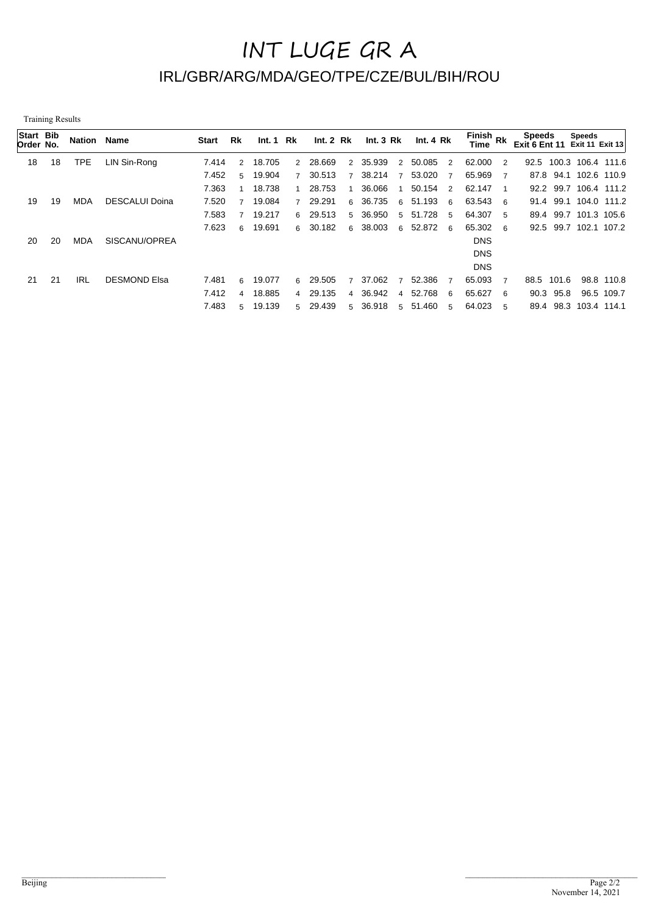# INT LUGE GR A

## IRL/GBR/ARG/MDA/GEO/TPE/CZE/BUL/BIH/ROU

Training Results

| Start Order | Bib No. | Nation | Name | Start | Rk | Int. 1 | Rk | Int. 2 | Rk | Int. 3 | Rk | Int. 4 | Rk | Finish Time | Rk | Speeds Exit 6 | Ent 11 | Speeds Exit 11 | Exit 13 |
|---|---|---|---|---|---|---|---|---|---|---|---|---|---|---|---|---|---|---|---|
| 18 | 18 | TPE | LIN Sin-Rong | 7.414 | 2 | 18.705 | 2 | 28.669 | 2 | 35.939 | 2 | 50.085 | 2 | 62.000 | 2 | 92.5 | 100.3 | 106.4 | 111.6 |
| | | | | 7.452 | 5 | 19.904 | 7 | 30.513 | 7 | 38.214 | 7 | 53.020 | 7 | 65.969 | 7 | 87.8 | 94.1 | 102.6 | 110.9 |
| | | | | 7.363 | 1 | 18.738 | 1 | 28.753 | 1 | 36.066 | 1 | 50.154 | 2 | 62.147 | 1 | 92.2 | 99.7 | 106.4 | 111.2 |
| 19 | 19 | MDA | DESCALUI Doina | 7.520 | 7 | 19.084 | 7 | 29.291 | 6 | 36.735 | 6 | 51.193 | 6 | 63.543 | 6 | 91.4 | 99.1 | 104.0 | 111.2 |
| | | | | 7.583 | 7 | 19.217 | 6 | 29.513 | 5 | 36.950 | 5 | 51.728 | 5 | 64.307 | 5 | 89.4 | 99.7 | 101.3 | 105.6 |
| | | | | 7.623 | 6 | 19.691 | 6 | 30.182 | 6 | 38.003 | 6 | 52.872 | 6 | 65.302 | 6 | 92.5 | 99.7 | 102.1 | 107.2 |
| 20 | 20 | MDA | SISCANU/OPREA | | | | | | | | | | | DNS | | | | | |
| | | | | | | | | | | | | | | DNS | | | | | |
| | | | | | | | | | | | | | | DNS | | | | | |
| 21 | 21 | IRL | DESMOND Elsa | 7.481 | 6 | 19.077 | 6 | 29.505 | 7 | 37.062 | 7 | 52.386 | 7 | 65.093 | 7 | 88.5 | 101.6 | 98.8 | 110.8 |
| | | | | 7.412 | 4 | 18.885 | 4 | 29.135 | 4 | 36.942 | 4 | 52.768 | 6 | 65.627 | 6 | 90.3 | 95.8 | 96.5 | 109.7 |
| | | | | 7.483 | 5 | 19.139 | 5 | 29.439 | 5 | 36.918 | 5 | 51.460 | 5 | 64.023 | 5 | 89.4 | 98.3 | 103.4 | 114.1 |

Beijing

November 14, 2021